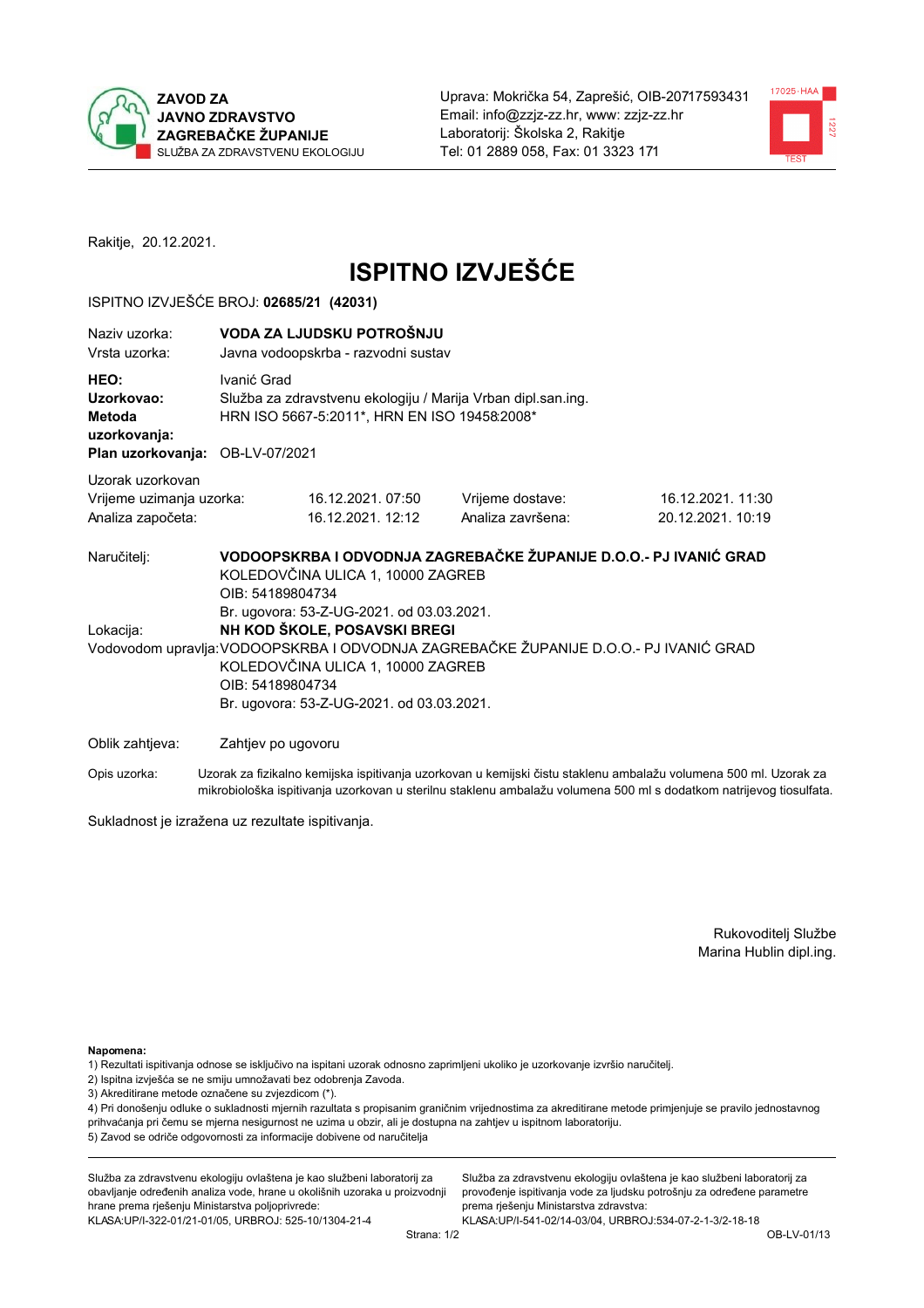**ZAVOD ZA JAVNO ZDRAVSTVO ZAGREBAČKE ŽUPANIJE**
SLUŽBA ZA ZDRAVSTVENU EKOLOGIJU

Uprava: Mokrička 54, Zaprešić, OIB-20717593431
Email: info@zzjz-zz.hr, www: zzjz-zz.hr
Laboratorij: Školska 2, Rakitje
Tel: 01 2889 058, Fax: 01 3323 171

Rakitje, 20.12.2021.

# ISPITNO IZVJEŠĆE

ISPITNO IZVJEŠĆE BROJ: **02685/21 (42031)**

| | |
|---|---|
| Naziv uzorka: | **VODA ZA LJUDSKU POTROŠNJU** |
| Vrsta uzorka: | Javna vodoopskrba - razvodni sustav |
| **HEO:** | Ivanić Grad |
| **Uzorkovao:** | Služba za zdravstvenu ekologiju / Marija Vrban dipl.san.ing. |
| **Metoda uzorkovanja:** | HRN ISO 5667-5:2011*, HRN EN ISO 19458:2008* |
| **Plan uzorkovanja:** | OB-LV-07/2021 |

Uzorak uzorkovan

| | | | |
|---|---|---|---|
| Vrijeme uzimanja uzorka: | 16.12.2021. 07:50 | Vrijeme dostave: | 16.12.2021. 11:30 |
| Analiza započeta: | 16.12.2021. 12:12 | Analiza završena: | 20.12.2021. 10:19 |

Naručitelj: **VODOOPSKRBA I ODVODNJA ZAGREBAČKE ŽUPANIJE D.O.O.- PJ IVANIĆ GRAD**
KOLEDOVČINA ULICA 1, 10000 ZAGREB
OIB: 54189804734
Br. ugovora: 53-Z-UG-2021. od 03.03.2021.

Lokacija: **NH KOD ŠKOLE, POSAVSKI BREGI**

Vodovodom upravlja: VODOOPSKRBA I ODVODNJA ZAGREBAČKE ŽUPANIJE D.O.O.- PJ IVANIĆ GRAD
KOLEDOVČINA ULICA 1, 10000 ZAGREB
OIB: 54189804734
Br. ugovora: 53-Z-UG-2021. od 03.03.2021.

Oblik zahtjeva: Zahtjev po ugovoru

Opis uzorka: Uzorak za fizikalno kemijska ispitivanja uzorkovan u kemijski čistu staklenu ambalažu volumena 500 ml. Uzorak za mikrobiološka ispitivanja uzorkovan u sterilnu staklenu ambalažu volumena 500 ml s dodatkom natrijevog tiosulfata.

Sukladnost je izražena uz rezultate ispitivanja.

Rukovoditelj Službe
Marina Hublin dipl.ing.

**Napomena:**
1) Rezultati ispitivanja odnose se isključivo na ispitani uzorak odnosno zaprimljeni ukoliko je uzorkovanje izvršio naručitelj.
2) Ispitna izvješća se ne smiju umnožavati bez odobrenja Zavoda.
3) Akreditirane metode označene su zvjezdicom (*).
4) Pri donošenju odluke o sukladnosti mjernih razultata s propisanim graničnim vrijednostima za akreditirane metode primjenjuje se pravilo jednostavnog prihvaćanja pri čemu se mjerna nesigurnost ne uzima u obzir, ali je dostupna na zahtjev u ispitnom laboratoriju.
5) Zavod se odriče odgovornosti za informacije dobivene od naručitelja

Služba za zdravstvenu ekologiju ovlaštena je kao službeni laboratorij za obavljanje određenih analiza vode, hrane u okolišnih uzoraka u proizvodnji hrane prema rješenju Ministarstva poljoprivrede: KLASA:UP/I-322-01/21-01/05, URBROJ: 525-10/1304-21-4

Služba za zdravstvenu ekologiju ovlaštena je kao službeni laboratorij za provođenje ispitivanja vode za ljudsku potrošnju za određene parametre prema rješenju Ministarstva zdravstva: KLASA:UP/I-541-02/14-03/04, URBROJ:534-07-2-1-3/2-18-18

OB-LV-01/13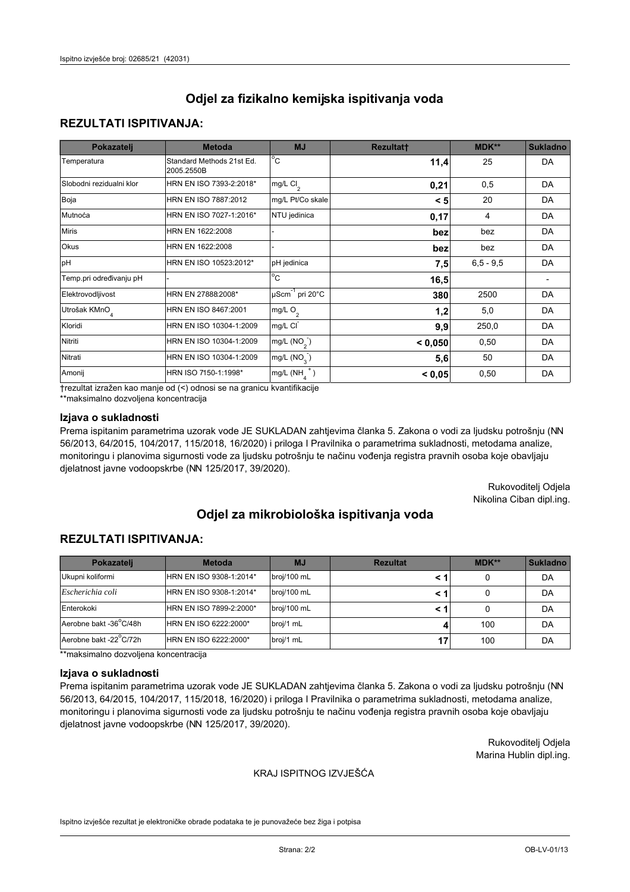## Odjel za fizikalno kemijska ispitivanja voda

### REZULTATI ISPITIVANJA:

| Pokazatelj | Metoda | MJ | Rezultat† | MDK** | Sukladno |
|---|---|---|---|---|---|
| Temperatura | Standard Methods 21st Ed. 2005.2550B | °C | **11,4** | 25 | DA |
| Slobodni rezidualni klor | HRN EN ISO 7393-2:2018* | mg/L $Cl_2$ | **0,21** | 0,5 | DA |
| Boja | HRN EN ISO 7887:2012 | mg/L Pt/Co skale | **< 5** | 20 | DA |
| Mutnoća | HRN EN ISO 7027-1:2016* | NTU jedinica | **0,17** | 4 | DA |
| Miris | HRN EN 1622:2008 | - | **bez** | bez | DA |
| Okus | HRN EN 1622:2008 | - | **bez** | bez | DA |
| pH | HRN EN ISO 10523:2012* | pH jedinica | **7,5** | 6,5 - 9,5 | DA |
| Temp.pri određivanju pH | - | °C | **16,5** | | - |
| Elektrovodljivost | HRN EN 27888:2008* | $\mu Scm^{-1}$ pri 20°C | **380** | 2500 | DA |
| Utrošak $KMnO_4$ | HRN EN ISO 8467:2001 | mg/L $O_2$ | **1,2** | 5,0 | DA |
| Kloridi | HRN EN ISO 10304-1:2009 | mg/L $Cl^-$ | **9,9** | 250,0 | DA |
| Nitriti | HRN EN ISO 10304-1:2009 | mg/L ($NO_2^-$) | **< 0,050** | 0,50 | DA |
| Nitrati | HRN EN ISO 10304-1:2009 | mg/L ($NO_3^-$) | **5,6** | 50 | DA |
| Amonij | HRN ISO 7150-1:1998* | mg/L ($NH_4^+$) | **< 0,05** | 0,50 | DA |

†rezultat izražen kao manje od (<) odnosi se na granicu kvantifikacije

**maksimalno dozvoljena koncentracija

### Izjava o sukladnosti

Prema ispitanim parametrima uzorak vode JE SUKLADAN zahtjevima članka 5. Zakona o vodi za ljudsku potrošnju (NN 56/2013, 64/2015, 104/2017, 115/2018, 16/2020) i priloga I Pravilnika o parametrima sukladnosti, metodama analize, monitoringu i planovima sigurnosti vode za ljudsku potrošnju te načinu vođenja registra pravnih osoba koje obavljaju djelatnost javne vodoopskrbe (NN 125/2017, 39/2020).

Rukovoditelj Odjela
Nikolina Ciban dipl.ing.

## Odjel za mikrobiološka ispitivanja voda

### REZULTATI ISPITIVANJA:

| Pokazatelj | Metoda | MJ | Rezultat | MDK** | Sukladno |
|---|---|---|---|---|---|
| Ukupni koliformi | HRN EN ISO 9308-1:2014* | broj/100 mL | **< 1** | 0 | DA |
| *Escherichia coli* | HRN EN ISO 9308-1:2014* | broj/100 mL | **< 1** | 0 | DA |
| Enterokoki | HRN EN ISO 7899-2:2000* | broj/100 mL | **< 1** | 0 | DA |
| Aerobne bakt -36°C/48h | HRN EN ISO 6222:2000* | broj/1 mL | **4** | 100 | DA |
| Aerobne bakt -22°C/72h | HRN EN ISO 6222:2000* | broj/1 mL | **17** | 100 | DA |

**maksimalno dozvoljena koncentracija

### Izjava o sukladnosti

Prema ispitanim parametrima uzorak vode JE SUKLADAN zahtjevima članka 5. Zakona o vodi za ljudsku potrošnju (NN 56/2013, 64/2015, 104/2017, 115/2018, 16/2020) i priloga I Pravilnika o parametrima sukladnosti, metodama analize, monitoringu i planovima sigurnosti vode za ljudsku potrošnju te načinu vođenja registra pravnih osoba koje obavljaju djelatnost javne vodoopskrbe (NN 125/2017, 39/2020).

Rukovoditelj Odjela
Marina Hublin dipl.ing.

KRAJ ISPITNOG IZVJEŠĆA

Ispitno izvješće rezultat je elektroničke obrade podataka te je punovažeće bez žiga i potpisa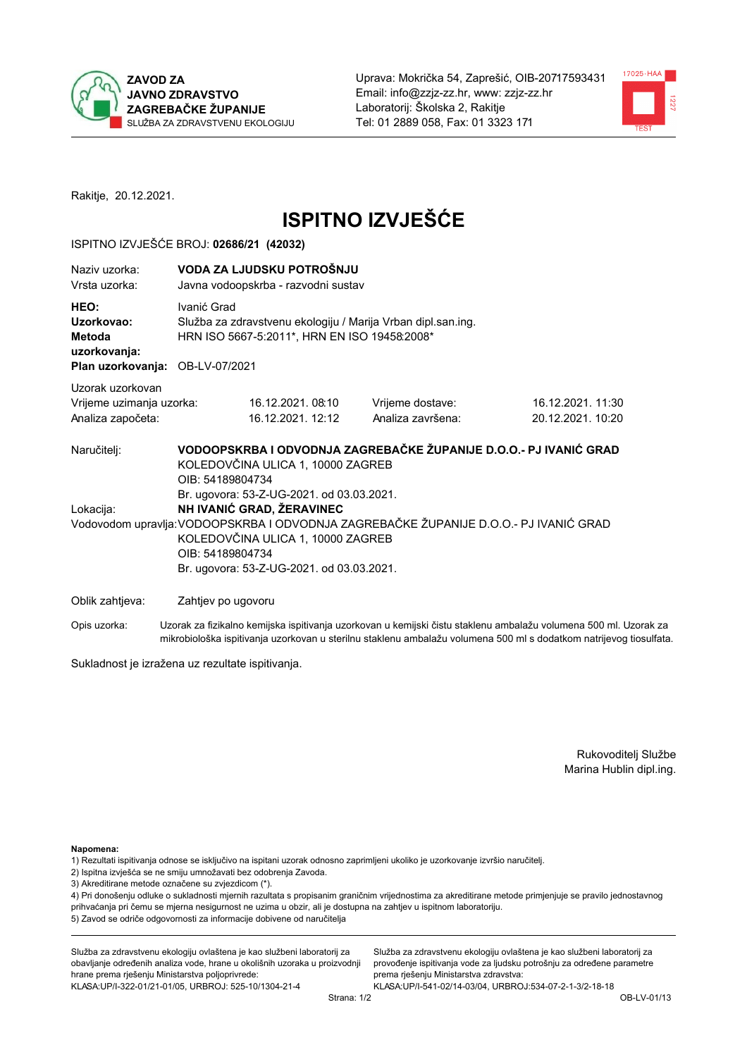**ZAVOD ZA JAVNO ZDRAVSTVO ZAGREBAČKE ŽUPANIJE**
SLUŽBA ZA ZDRAVSTVENU EKOLOGIJU

Uprava: Mokrička 54, Zaprešić, OIB-20717593431
Email: info@zzjz-zz.hr, www: zzjz-zz.hr
Laboratorij: Školska 2, Rakitje
Tel: 01 2889 058, Fax: 01 3323 171

Rakitje, 20.12.2021.

# ISPITNO IZVJEŠĆE

ISPITNO IZVJEŠĆE BROJ: **02686/21 (42032)**

| | |
|---|---|
| Naziv uzorka: | **VODA ZA LJUDSKU POTROŠNJU** |
| Vrsta uzorka: | Javna vodoopskrba - razvodni sustav |
| **HEO:** | Ivanić Grad |
| **Uzorkovao:** | Služba za zdravstvenu ekologiju / Marija Vrban dipl.san.ing. |
| **Metoda uzorkovanja:** | HRN ISO 5667-5:2011*, HRN EN ISO 19458:2008* |
| **Plan uzorkovanja:** | OB-LV-07/2021 |

Uzorak uzorkovan

| | | | |
|---|---|---|---|
| Vrijeme uzimanja uzorka: | 16.12.2021. 08:10 | Vrijeme dostave: | 16.12.2021. 11:30 |
| Analiza započeta: | 16.12.2021. 12:12 | Analiza završena: | 20.12.2021. 10:20 |

Naručitelj: **VODOOPSKRBA I ODVODNJA ZAGREBAČKE ŽUPANIJE D.O.O.- PJ IVANIĆ GRAD**
KOLEDOVČINA ULICA 1, 10000 ZAGREB
OIB: 54189804734
Br. ugovora: 53-Z-UG-2021. od 03.03.2021.

Lokacija: **NH IVANIĆ GRAD, ŽERAVINEC**

Vodovodom upravlja: VODOOPSKRBA I ODVODNJA ZAGREBAČKE ŽUPANIJE D.O.O.- PJ IVANIĆ GRAD
KOLEDOVČINA ULICA 1, 10000 ZAGREB
OIB: 54189804734
Br. ugovora: 53-Z-UG-2021. od 03.03.2021.

Oblik zahtjeva: Zahtjev po ugovoru

Opis uzorka: Uzorak za fizikalno kemijska ispitivanja uzorkovan u kemijski čistu staklenu ambalažu volumena 500 ml. Uzorak za mikrobiološka ispitivanja uzorkovan u sterilnu staklenu ambalažu volumena 500 ml s dodatkom natrijevog tiosulfata.

Sukladnost je izražena uz rezultate ispitivanja.

Rukovoditelj Službe
Marina Hublin dipl.ing.

**Napomena:**
1) Rezultati ispitivanja odnose se isključivo na ispitani uzorak odnosno zaprimljeni ukoliko je uzorkovanje izvršio naručitelj.
2) Ispitna izvješća se ne smiju umnožavati bez odobrenja Zavoda.
3) Akreditirane metode označene su zvjezdicom (*).
4) Pri donošenju odluke o sukladnosti mjernih razultata s propisanim graničnim vrijednostima za akreditirane metode primjenjuje se pravilo jednostavnog prihvaćanja pri čemu se mjerna nesigurnost ne uzima u obzir, ali je dostupna na zahtjev u ispitnom laboratoriju.
5) Zavod se odriče odgovornosti za informacije dobivene od naručitelja

Služba za zdravstvenu ekologiju ovlaštena je kao službeni laboratorij za obavljanje određenih analiza vode, hrane u okolišnih uzoraka u proizvodnji hrane prema rješenju Ministarstva poljoprivrede:
KLASA:UP/I-322-01/21-01/05, URBROJ: 525-10/1304-21-4

Služba za zdravstvenu ekologiju ovlaštena je kao službeni laboratorij za provođenje ispitivanja vode za ljudsku potrošnju za određene parametre prema rješenju Ministarstva zdravstva:
KLASA:UP/I-541-02/14-03/04, URBROJ:534-07-2-1-3/2-18-18

OB-LV-01/13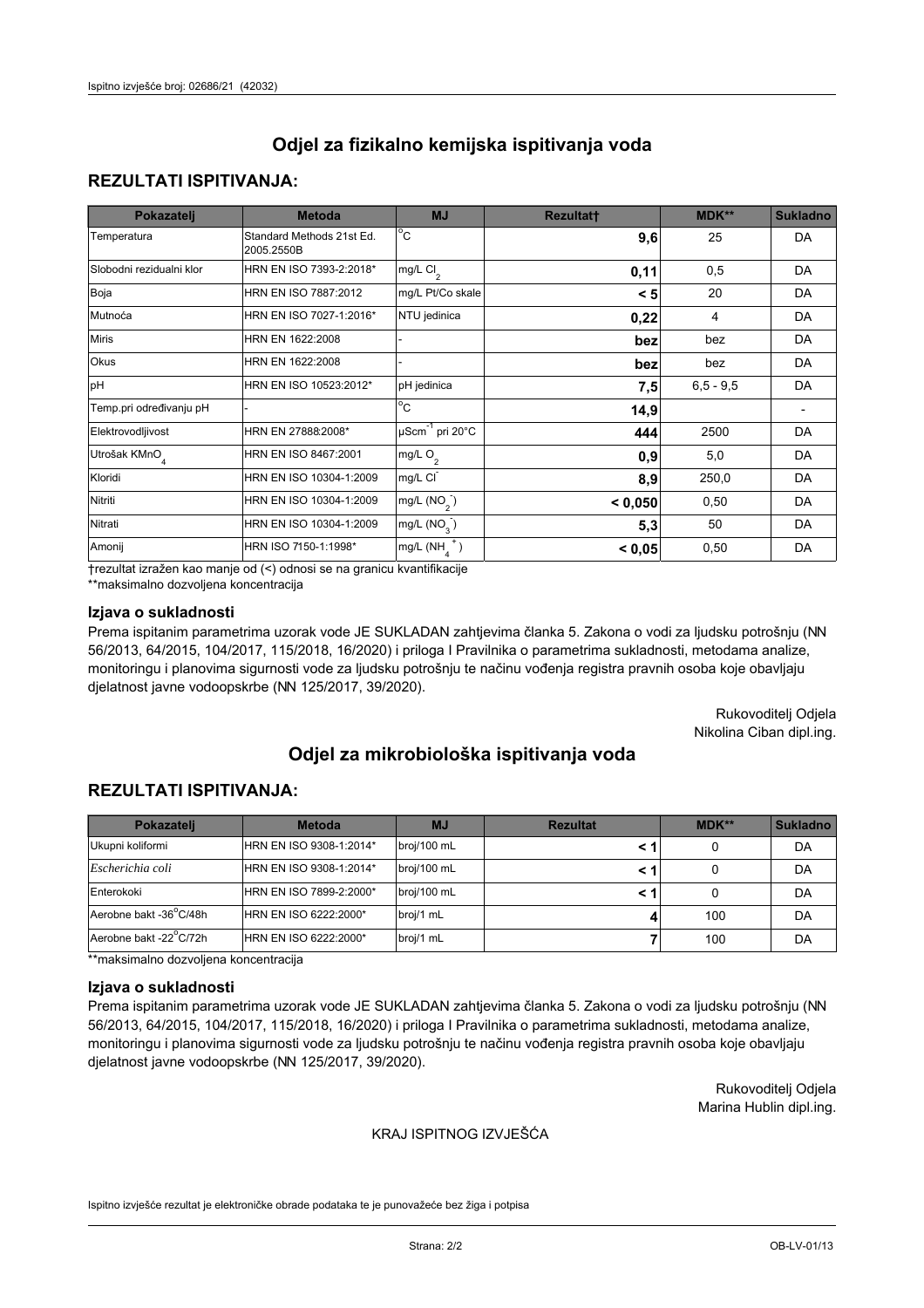# Odjel za fizikalno kemijska ispitivanja voda

## REZULTATI ISPITIVANJA:

| Pokazatelj | Metoda | MJ | Rezultat† | MDK** | Sukladno |
|---|---|---|---|---|---|
| Temperatura | Standard Methods 21st Ed. 2005.2550B | °C | **9,6** | 25 | DA |
| Slobodni rezidualni klor | HRN EN ISO 7393-2:2018* | mg/L $Cl_2$ | **0,11** | 0,5 | DA |
| Boja | HRN EN ISO 7887:2012 | mg/L Pt/Co skale | **< 5** | 20 | DA |
| Mutnoća | HRN EN ISO 7027-1:2016* | NTU jedinica | **0,22** | 4 | DA |
| Miris | HRN EN 1622:2008 | - | **bez** | bez | DA |
| Okus | HRN EN 1622:2008 | - | **bez** | bez | DA |
| pH | HRN EN ISO 10523:2012* | pH jedinica | **7,5** | 6,5 - 9,5 | DA |
| Temp.pri određivanju pH | - | °C | **14,9** | | - |
| Elektrovodljivost | HRN EN 27888:2008* | $\mu Scm^{-1}$ pri 20°C | **444** | 2500 | DA |
| Utrošak $KMnO_4$ | HRN EN ISO 8467:2001 | mg/L $O_2$ | **0,9** | 5,0 | DA |
| Kloridi | HRN EN ISO 10304-1:2009 | mg/L $Cl^-$ | **8,9** | 250,0 | DA |
| Nitriti | HRN EN ISO 10304-1:2009 | mg/L ($NO_2^-$) | **< 0,050** | 0,50 | DA |
| Nitrati | HRN EN ISO 10304-1:2009 | mg/L ($NO_3^-$) | **5,3** | 50 | DA |
| Amonij | HRN ISO 7150-1:1998* | mg/L ($NH_4^+$) | **< 0,05** | 0,50 | DA |

†rezultat izražen kao manje od (<) odnosi se na granicu kvantifikacije

**maksimalno dozvoljena koncentracija

### Izjava o sukladnosti

Prema ispitanim parametrima uzorak vode JE SUKLADAN zahtjevima članka 5. Zakona o vodi za ljudsku potrošnju (NN 56/2013, 64/2015, 104/2017, 115/2018, 16/2020) i priloga I Pravilnika o parametrima sukladnosti, metodama analize, monitoringu i planovima sigurnosti vode za ljudsku potrošnju te načinu vođenja registra pravnih osoba koje obavljaju djelatnost javne vodoopskrbe (NN 125/2017, 39/2020).

Rukovoditelj Odjela
Nikolina Ciban dipl.ing.

# Odjel za mikrobiološka ispitivanja voda

## REZULTATI ISPITIVANJA:

| Pokazatelj | Metoda | MJ | Rezultat | MDK** | Sukladno |
|---|---|---|---|---|---|
| Ukupni koliformi | HRN EN ISO 9308-1:2014* | broj/100 mL | **< 1** | 0 | DA |
| *Escherichia coli* | HRN EN ISO 9308-1:2014* | broj/100 mL | **< 1** | 0 | DA |
| Enterokoki | HRN EN ISO 7899-2:2000* | broj/100 mL | **< 1** | 0 | DA |
| Aerobne bakt -36°C/48h | HRN EN ISO 6222:2000* | broj/1 mL | **4** | 100 | DA |
| Aerobne bakt -22°C/72h | HRN EN ISO 6222:2000* | broj/1 mL | **7** | 100 | DA |

**maksimalno dozvoljena koncentracija

### Izjava o sukladnosti

Prema ispitanim parametrima uzorak vode JE SUKLADAN zahtjevima članka 5. Zakona o vodi za ljudsku potrošnju (NN 56/2013, 64/2015, 104/2017, 115/2018, 16/2020) i priloga I Pravilnika o parametrima sukladnosti, metodama analize, monitoringu i planovima sigurnosti vode za ljudsku potrošnju te načinu vođenja registra pravnih osoba koje obavljaju djelatnost javne vodoopskrbe (NN 125/2017, 39/2020).

Rukovoditelj Odjela
Marina Hublin dipl.ing.

KRAJ ISPITNOG IZVJEŠĆA

Ispitno izvješće rezultat je elektroničke obrade podataka te je punovažeće bez žiga i potpisa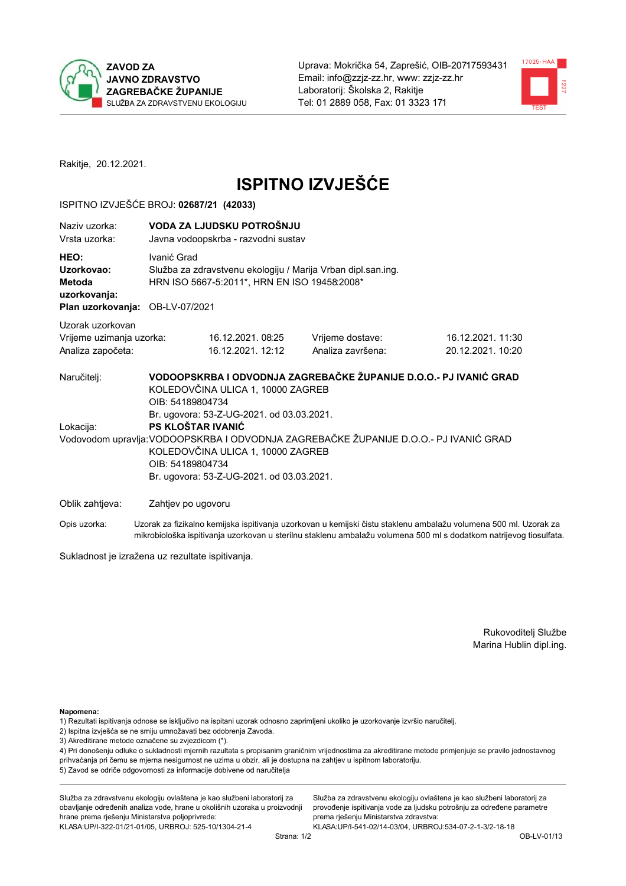**ZAVOD ZA JAVNO ZDRAVSTVO ZAGREBAČKE ŽUPANIJE**
SLUŽBA ZA ZDRAVSTVENU EKOLOGIJU

Uprava: Mokrička 54, Zaprešić, OIB-20717593431
Email: info@zzjz-zz.hr, www: zzjz-zz.hr
Laboratorij: Školska 2, Rakitje
Tel: 01 2889 058, Fax: 01 3323 171

Rakitje, 20.12.2021.

# ISPITNO IZVJEŠĆE

ISPITNO IZVJEŠĆE BROJ: **02687/21 (42033)**

| | |
|---|---|
| Naziv uzorka: | **VODA ZA LJUDSKU POTROŠNJU** |
| Vrsta uzorka: | Javna vodoopskrba - razvodni sustav |
| **HEO:** | Ivanić Grad |
| **Uzorkovao:** | Služba za zdravstvenu ekologiju / Marija Vrban dipl.san.ing. |
| **Metoda uzorkovanja:** | HRN ISO 5667-5:2011*, HRN EN ISO 19458:2008* |
| **Plan uzorkovanja:** | OB-LV-07/2021 |

Uzorak uzorkovan

| | | | |
|---|---|---|---|
| Vrijeme uzimanja uzorka: | 16.12.2021. 08:25 | Vrijeme dostave: | 16.12.2021. 11:30 |
| Analiza započeta: | 16.12.2021. 12:12 | Analiza završena: | 20.12.2021. 10:20 |

Naručitelj: **VODOOPSKRBA I ODVODNJA ZAGREBAČKE ŽUPANIJE D.O.O.- PJ IVANIĆ GRAD**
KOLEDOVČINA ULICA 1, 10000 ZAGREB
OIB: 54189804734
Br. ugovora: 53-Z-UG-2021. od 03.03.2021.

Lokacija: **PS KLOŠTAR IVANIĆ**

Vodovodom upravlja: VODOOPSKRBA I ODVODNJA ZAGREBAČKE ŽUPANIJE D.O.O.- PJ IVANIĆ GRAD
KOLEDOVČINA ULICA 1, 10000 ZAGREB
OIB: 54189804734
Br. ugovora: 53-Z-UG-2021. od 03.03.2021.

Oblik zahtjeva: Zahtjev po ugovoru

Opis uzorka: Uzorak za fizikalno kemijska ispitivanja uzorkovan u kemijski čistu staklenu ambalažu volumena 500 ml. Uzorak za mikrobiološka ispitivanja uzorkovan u sterilnu staklenu ambalažu volumena 500 ml s dodatkom natrijevog tiosulfata.

Sukladnost je izražena uz rezultate ispitivanja.

Rukovoditelj Službe
Marina Hublin dipl.ing.

**Napomena:**
1) Rezultati ispitivanja odnose se isključivo na ispitani uzorak odnosno zaprimljeni ukoliko je uzorkovanje izvršio naručitelj.
2) Ispitna izvješća se ne smiju umnožavati bez odobrenja Zavoda.
3) Akreditirane metode označene su zvjezdicom (*).
4) Pri donošenju odluke o sukladnosti mjernih razultata s propisanim graničnim vrijednostima za akreditirane metode primjenjuje se pravilo jednostavnog prihvaćanja pri čemu se mjerna nesigurnost ne uzima u obzir, ali je dostupna na zahtjev u ispitnom laboratoriju.
5) Zavod se odriče odgovornosti za informacije dobivene od naručitelja

Služba za zdravstvenu ekologiju ovlaštena je kao službeni laboratorij za obavljanje određenih analiza vode, hrane u okolišnih uzoraka u proizvodnji hrane prema rješenju Ministarstva poljoprivrede:
KLASA:UP/I-322-01/21-01/05, URBROJ: 525-10/1304-21-4

Služba za zdravstvenu ekologiju ovlaštena je kao službeni laboratorij za provođenje ispitivanja vode za ljudsku potrošnju za određene parametre prema rješenju Ministarstva zdravstva:
KLASA:UP/I-541-02/14-03/04, URBROJ:534-07-2-1-3/2-18-18

OB-LV-01/13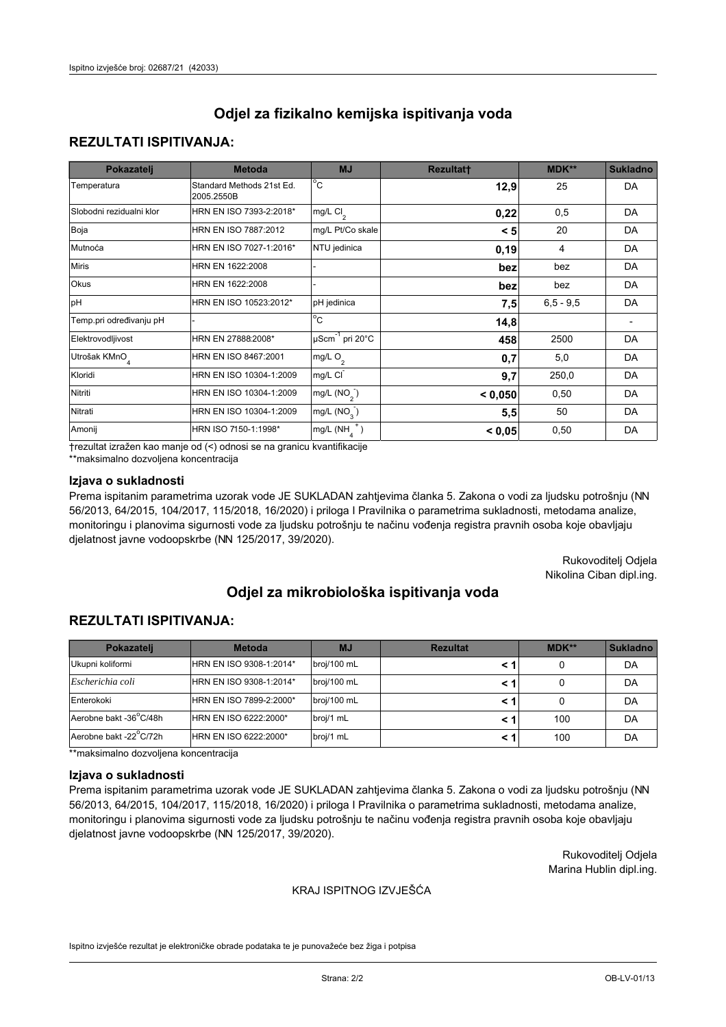# Odjel za fizikalno kemijska ispitivanja voda

## REZULTATI ISPITIVANJA:

| Pokazatelj | Metoda | MJ | Rezultat† | MDK** | Sukladno |
|---|---|---|---|---|---|
| Temperatura | Standard Methods 21st Ed. 2005.2550B | °C | **12,9** | 25 | DA |
| Slobodni rezidualni klor | HRN EN ISO 7393-2:2018* | mg/L $Cl_2$ | **0,22** | 0,5 | DA |
| Boja | HRN EN ISO 7887:2012 | mg/L Pt/Co skale | **< 5** | 20 | DA |
| Mutnoća | HRN EN ISO 7027-1:2016* | NTU jedinica | **0,19** | 4 | DA |
| Miris | HRN EN 1622:2008 | - | **bez** | bez | DA |
| Okus | HRN EN 1622:2008 | - | **bez** | bez | DA |
| pH | HRN EN ISO 10523:2012* | pH jedinica | **7,5** | 6,5 - 9,5 | DA |
| Temp.pri određivanju pH | - | °C | **14,8** | | - |
| Elektrovodljivost | HRN EN 27888:2008* | $\mu Scm^{-1}$ pri 20°C | **458** | 2500 | DA |
| Utrošak $KMnO_4$ | HRN EN ISO 8467:2001 | mg/L $O_2$ | **0,7** | 5,0 | DA |
| Kloridi | HRN EN ISO 10304-1:2009 | mg/L $Cl^-$ | **9,7** | 250,0 | DA |
| Nitriti | HRN EN ISO 10304-1:2009 | mg/L ($NO_2^-$) | **< 0,050** | 0,50 | DA |
| Nitrati | HRN EN ISO 10304-1:2009 | mg/L ($NO_3^-$) | **5,5** | 50 | DA |
| Amonij | HRN ISO 7150-1:1998* | mg/L ($NH_4^+$) | **< 0,05** | 0,50 | DA |

†rezultat izražen kao manje od (<) odnosi se na granicu kvantifikacije

**maksimalno dozvoljena koncentracija

### Izjava o sukladnosti

Prema ispitanim parametrima uzorak vode JE SUKLADAN zahtjevima članka 5. Zakona o vodi za ljudsku potrošnju (NN 56/2013, 64/2015, 104/2017, 115/2018, 16/2020) i priloga I Pravilnika o parametrima sukladnosti, metodama analize, monitoringu i planovima sigurnosti vode za ljudsku potrošnju te načinu vođenja registra pravnih osoba koje obavljaju djelatnost javne vodoopskrbe (NN 125/2017, 39/2020).

Rukovoditelj Odjela
Nikolina Ciban dipl.ing.

# Odjel za mikrobiološka ispitivanja voda

## REZULTATI ISPITIVANJA:

| Pokazatelj | Metoda | MJ | Rezultat | MDK** | Sukladno |
|---|---|---|---|---|---|
| Ukupni koliformi | HRN EN ISO 9308-1:2014* | broj/100 mL | **< 1** | 0 | DA |
| *Escherichia coli* | HRN EN ISO 9308-1:2014* | broj/100 mL | **< 1** | 0 | DA |
| Enterokoki | HRN EN ISO 7899-2:2000* | broj/100 mL | **< 1** | 0 | DA |
| Aerobne bakt -36°C/48h | HRN EN ISO 6222:2000* | broj/1 mL | **< 1** | 100 | DA |
| Aerobne bakt -22°C/72h | HRN EN ISO 6222:2000* | broj/1 mL | **< 1** | 100 | DA |

**maksimalno dozvoljena koncentracija

### Izjava o sukladnosti

Prema ispitanim parametrima uzorak vode JE SUKLADAN zahtjevima članka 5. Zakona o vodi za ljudsku potrošnju (NN 56/2013, 64/2015, 104/2017, 115/2018, 16/2020) i priloga I Pravilnika o parametrima sukladnosti, metodama analize, monitoringu i planovima sigurnosti vode za ljudsku potrošnju te načinu vođenja registra pravnih osoba koje obavljaju djelatnost javne vodoopskrbe (NN 125/2017, 39/2020).

Rukovoditelj Odjela
Marina Hublin dipl.ing.

KRAJ ISPITNOG IZVJEŠĆA

Ispitno izvješće rezultat je elektroničke obrade podataka te je punovažeće bez žiga i potpisa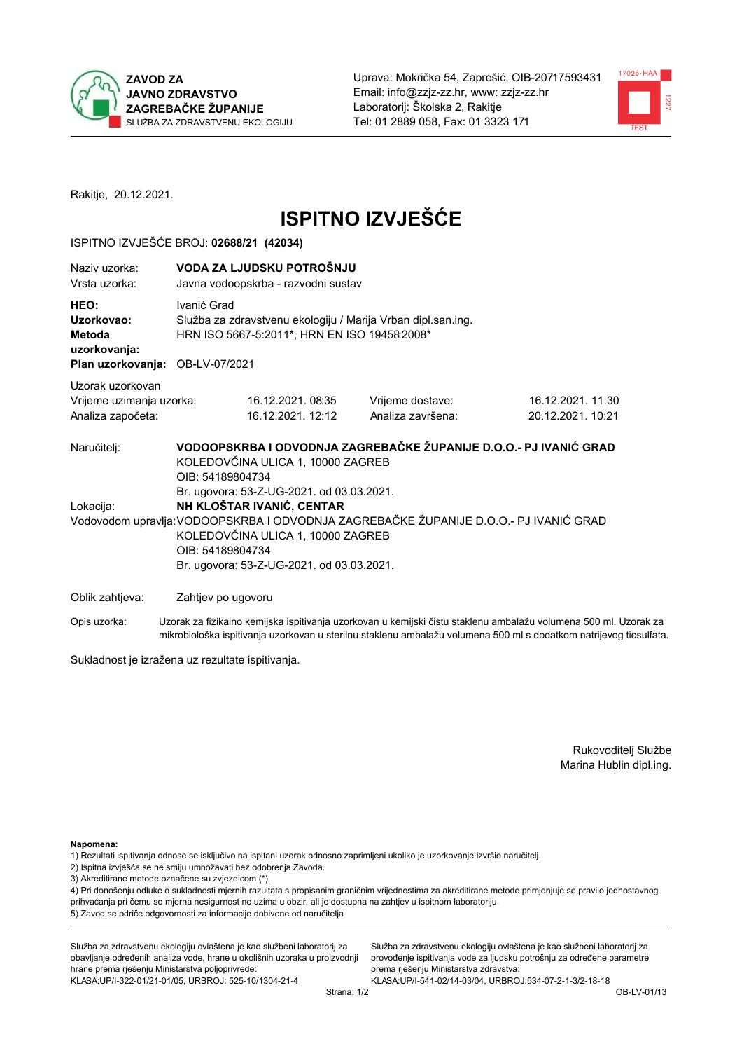**ZAVOD ZA JAVNO ZDRAVSTVO ZAGREBAČKE ŽUPANIJE**
SLUŽBA ZA ZDRAVSTVENU EKOLOGIJU

Uprava: Mokrička 54, Zaprešić, OIB-20717593431
Email: info@zzjz-zz.hr, www: zzjz-zz.hr
Laboratorij: Školska 2, Rakitje
Tel: 01 2889 058, Fax: 01 3323 171

Rakitje, 20.12.2021.

# ISPITNO IZVJEŠĆE

ISPITNO IZVJEŠĆE BROJ: **02688/21 (42034)**

Naziv uzorka: **VODA ZA LJUDSKU POTROŠNJU**
Vrsta uzorka: Javna vodoopskrba - razvodni sustav

**HEO:** Ivanić Grad
**Uzorkovao:** Služba za zdravstvenu ekologiju / Marija Vrban dipl.san.ing.
**Metoda uzorkovanja:** HRN ISO 5667-5:2011*, HRN EN ISO 19458:2008*
**Plan uzorkovanja:** OB-LV-07/2021

Uzorak uzorkovan

| | | | |
|---|---|---|---|
| Vrijeme uzimanja uzorka: | 16.12.2021. 08:35 | Vrijeme dostave: | 16.12.2021. 11:30 |
| Analiza započeta: | 16.12.2021. 12:12 | Analiza završena: | 20.12.2021. 10:21 |

Naručitelj: **VODOOPSKRBA I ODVODNJA ZAGREBAČKE ŽUPANIJE D.O.O.- PJ IVANIĆ GRAD**
KOLEDOVČINA ULICA 1, 10000 ZAGREB
OIB: 54189804734
Br. ugovora: 53-Z-UG-2021. od 03.03.2021.

Lokacija: **NH KLOŠTAR IVANIĆ, CENTAR**

Vodovodom upravlja: VODOOPSKRBA I ODVODNJA ZAGREBAČKE ŽUPANIJE D.O.O.- PJ IVANIĆ GRAD
KOLEDOVČINA ULICA 1, 10000 ZAGREB
OIB: 54189804734
Br. ugovora: 53-Z-UG-2021. od 03.03.2021.

Oblik zahtjeva: Zahtjev po ugovoru

Opis uzorka: Uzorak za fizikalno kemijska ispitivanja uzorkovan u kemijski čistu staklenu ambalažu volumena 500 ml. Uzorak za mikrobiološka ispitivanja uzorkovan u sterilnu staklenu ambalažu volumena 500 ml s dodatkom natrijevog tiosulfata.

Sukladnost je izražena uz rezultate ispitivanja.

Rukovoditelj Službe
Marina Hublin dipl.ing.

**Napomena:**
1) Rezultati ispitivanja odnose se isključivo na ispitani uzorak odnosno zaprimljeni ukoliko je uzorkovanje izvršio naručitelj.
2) Ispitna izvješća se ne smiju umnožavati bez odobrenja Zavoda.
3) Akreditirane metode označene su zvjezdicom (*).
4) Pri donošenju odluke o sukladnosti mjernih razultata s propisanim graničnim vrijednostima za akreditirane metode primjenjuje se pravilo jednostavnog prihvaćanja pri čemu se mjerna nesigurnost ne uzima u obzir, ali je dostupna na zahtjev u ispitnom laboratoriju.
5) Zavod se odriče odgovornosti za informacije dobivene od naručitelja

Služba za zdravstvenu ekologiju ovlaštena je kao službeni laboratorij za obavljanje određenih analiza vode, hrane u okolišnih uzoraka u proizvodnji hrane prema rješenju Ministarstva poljoprivrede: KLASA:UP/I-322-01/21-01/05, URBROJ: 525-10/1304-21-4

Služba za zdravstvenu ekologiju ovlaštena je kao službeni laboratorij za provođenje ispitivanja vode za ljudsku potrošnju za određene parametre prema rješenju Ministarstva zdravstva: KLASA:UP/I-541-02/14-03/04, URBROJ:534-07-2-1-3/2-18-18

OB-LV-01/13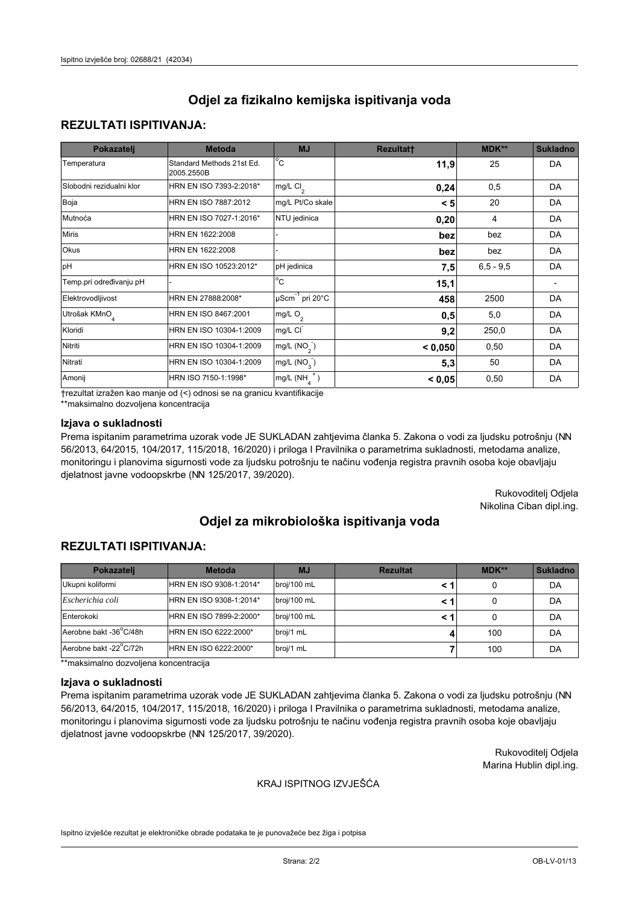# Odjel za fizikalno kemijska ispitivanja voda

## REZULTATI ISPITIVANJA:

| Pokazatelj | Metoda | MJ | Rezultat† | MDK** | Sukladno |
|---|---|---|---|---|---|
| Temperatura | Standard Methods 21st Ed. 2005.2550B | °C | **11,9** | 25 | DA |
| Slobodni rezidualni klor | HRN EN ISO 7393-2:2018* | mg/L $Cl_2$ | **0,24** | 0,5 | DA |
| Boja | HRN EN ISO 7887:2012 | mg/L Pt/Co skale | **< 5** | 20 | DA |
| Mutnoća | HRN EN ISO 7027-1:2016* | NTU jedinica | **0,20** | 4 | DA |
| Miris | HRN EN 1622:2008 | - | **bez** | bez | DA |
| Okus | HRN EN 1622:2008 | - | **bez** | bez | DA |
| pH | HRN EN ISO 10523:2012* | pH jedinica | **7,5** | 6,5 - 9,5 | DA |
| Temp.pri određivanju pH | - | °C | **15,1** | | - |
| Elektrovodljivost | HRN EN 27888:2008* | $\mu Scm^{-1}$ pri 20°C | **458** | 2500 | DA |
| Utrošak $KMnO_4$ | HRN EN ISO 8467:2001 | mg/L $O_2$ | **0,5** | 5,0 | DA |
| Kloridi | HRN EN ISO 10304-1:2009 | mg/L $Cl^-$ | **9,2** | 250,0 | DA |
| Nitriti | HRN EN ISO 10304-1:2009 | mg/L ($NO_2^-$) | **< 0,050** | 0,50 | DA |
| Nitrati | HRN EN ISO 10304-1:2009 | mg/L ($NO_3^-$) | **5,3** | 50 | DA |
| Amonij | HRN ISO 7150-1:1998* | mg/L ($NH_4^+$) | **< 0,05** | 0,50 | DA |

†rezultat izražen kao manje od (<) odnosi se na granicu kvantifikacije
**maksimalno dozvoljena koncentracija

### Izjava o sukladnosti

Prema ispitanim parametrima uzorak vode JE SUKLADAN zahtjevima članka 5. Zakona o vodi za ljudsku potrošnju (NN 56/2013, 64/2015, 104/2017, 115/2018, 16/2020) i priloga I Pravilnika o parametrima sukladnosti, metodama analize, monitoringu i planovima sigurnosti vode za ljudsku potrošnju te načinu vođenja registra pravnih osoba koje obavljaju djelatnost javne vodoopskrbe (NN 125/2017, 39/2020).

Rukovoditelj Odjela
Nikolina Ciban dipl.ing.

# Odjel za mikrobiološka ispitivanja voda

## REZULTATI ISPITIVANJA:

| Pokazatelj | Metoda | MJ | Rezultat | MDK** | Sukladno |
|---|---|---|---|---|---|
| Ukupni koliformi | HRN EN ISO 9308-1:2014* | broj/100 mL | **< 1** | 0 | DA |
| *Escherichia coli* | HRN EN ISO 9308-1:2014* | broj/100 mL | **< 1** | 0 | DA |
| Enterokoki | HRN EN ISO 7899-2:2000* | broj/100 mL | **< 1** | 0 | DA |
| Aerobne bakt -36°C/48h | HRN EN ISO 6222:2000* | broj/1 mL | **4** | 100 | DA |
| Aerobne bakt -22°C/72h | HRN EN ISO 6222:2000* | broj/1 mL | **7** | 100 | DA |

**maksimalno dozvoljena koncentracija

### Izjava o sukladnosti

Prema ispitanim parametrima uzorak vode JE SUKLADAN zahtjevima članka 5. Zakona o vodi za ljudsku potrošnju (NN 56/2013, 64/2015, 104/2017, 115/2018, 16/2020) i priloga I Pravilnika o parametrima sukladnosti, metodama analize, monitoringu i planovima sigurnosti vode za ljudsku potrošnju te načinu vođenja registra pravnih osoba koje obavljaju djelatnost javne vodoopskrbe (NN 125/2017, 39/2020).

Rukovoditelj Odjela
Marina Hublin dipl.ing.

KRAJ ISPITNOG IZVJEŠĆA

Ispitno izvješće rezultat je elektroničke obrade podataka te je punovažeće bez žiga i potpisa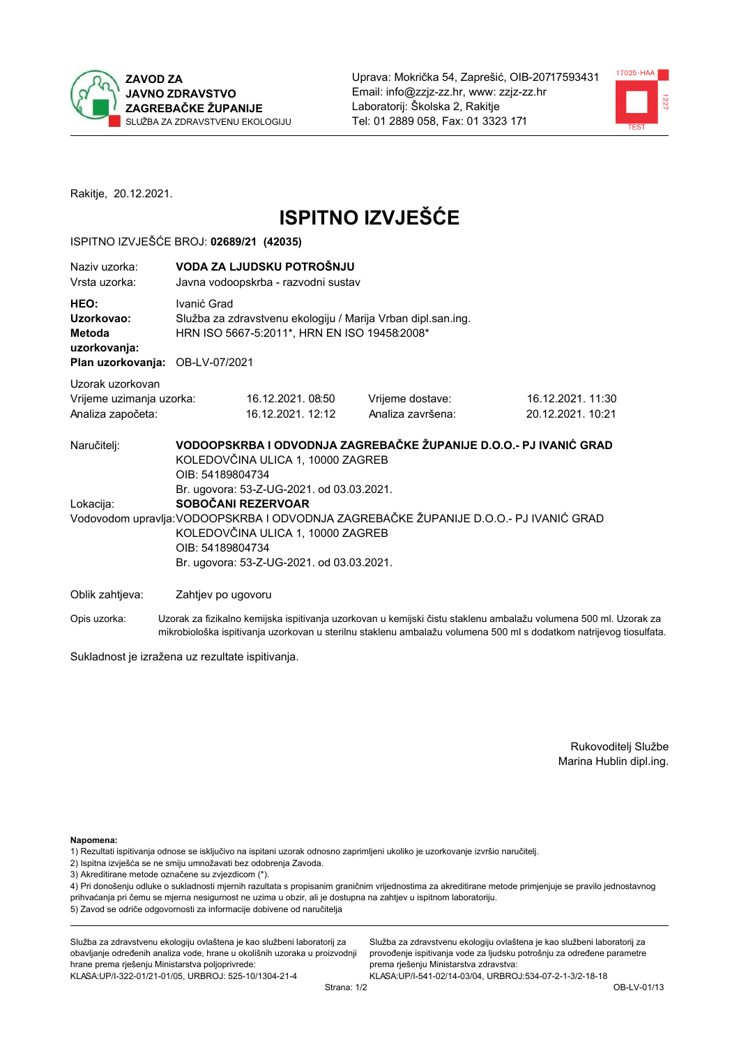**ZAVOD ZA JAVNO ZDRAVSTVO ZAGREBAČKE ŽUPANIJE**
SLUŽBA ZA ZDRAVSTVENU EKOLOGIJU

Uprava: Mokrička 54, Zaprešić, OIB-20717593431
Email: info@zzjz-zz.hr, www: zzjz-zz.hr
Laboratorij: Školska 2, Rakitje
Tel: 01 2889 058, Fax: 01 3323 171

Rakitje, 20.12.2021.

# ISPITNO IZVJEŠĆE

ISPITNO IZVJEŠĆE BROJ: **02689/21 (42035)**

| | |
|---|---|
| Naziv uzorka: | **VODA ZA LJUDSKU POTROŠNJU** |
| Vrsta uzorka: | Javna vodoopskrba - razvodni sustav |
| **HEO:** | Ivanić Grad |
| **Uzorkovao:** | Služba za zdravstvenu ekologiju / Marija Vrban dipl.san.ing. |
| **Metoda uzorkovanja:** | HRN ISO 5667-5:2011*, HRN EN ISO 19458:2008* |
| **Plan uzorkovanja:** | OB-LV-07/2021 |

Uzorak uzorkovan

| | | | |
|---|---|---|---|
| Vrijeme uzimanja uzorka: | 16.12.2021. 08:50 | Vrijeme dostave: | 16.12.2021. 11:30 |
| Analiza započeta: | 16.12.2021. 12:12 | Analiza završena: | 20.12.2021. 10:21 |

Naručitelj: **VODOOPSKRBA I ODVODNJA ZAGREBAČKE ŽUPANIJE D.O.O.- PJ IVANIĆ GRAD**
KOLEDOVČINA ULICA 1, 10000 ZAGREB
OIB: 54189804734
Br. ugovora: 53-Z-UG-2021. od 03.03.2021.

Lokacija: **SOBOČANI REZERVOAR**

Vodovodom upravlja: VODOOPSKRBA I ODVODNJA ZAGREBAČKE ŽUPANIJE D.O.O.- PJ IVANIĆ GRAD
KOLEDOVČINA ULICA 1, 10000 ZAGREB
OIB: 54189804734
Br. ugovora: 53-Z-UG-2021. od 03.03.2021.

Oblik zahtjeva: Zahtjev po ugovoru

Opis uzorka: Uzorak za fizikalno kemijska ispitivanja uzorkovan u kemijski čistu staklenu ambalažu volumena 500 ml. Uzorak za mikrobiološka ispitivanja uzorkovan u sterilnu staklenu ambalažu volumena 500 ml s dodatkom natrijevog tiosulfata.

Sukladnost je izražena uz rezultate ispitivanja.

Rukovoditelj Službe
Marina Hublin dipl.ing.

**Napomena:**
1) Rezultati ispitivanja odnose se isključivo na ispitani uzorak odnosno zaprimljeni ukoliko je uzorkovanje izvršio naručitelj.
2) Ispitna izvješća se ne smiju umnožavati bez odobrenja Zavoda.
3) Akreditirane metode označene su zvjezdicom (*).
4) Pri donošenju odluke o sukladnosti mjernih razultata s propisanim graničnim vrijednostima za akreditirane metode primjenjuje se pravilo jednostavnog prihvaćanja pri čemu se mjerna nesigurnost ne uzima u obzir, ali je dostupna na zahtjev u ispitnom laboratoriju.
5) Zavod se odriče odgovornosti za informacije dobivene od naručitelja

Služba za zdravstvenu ekologiju ovlaštena je kao službeni laboratorij za obavljanje određenih analiza vode, hrane u okolišnih uzoraka u proizvodnji hrane prema rješenju Ministarstva poljoprivrede:
KLASA:UP/I-322-01/21-01/05, URBROJ: 525-10/1304-21-4

Služba za zdravstvenu ekologiju ovlaštena je kao službeni laboratorij za provođenje ispitivanja vode za ljudsku potrošnju za određene parametre prema rješenju Ministarstva zdravstva:
KLASA:UP/I-541-02/14-03/04, URBROJ:534-07-2-1-3/2-18-18

OB-LV-01/13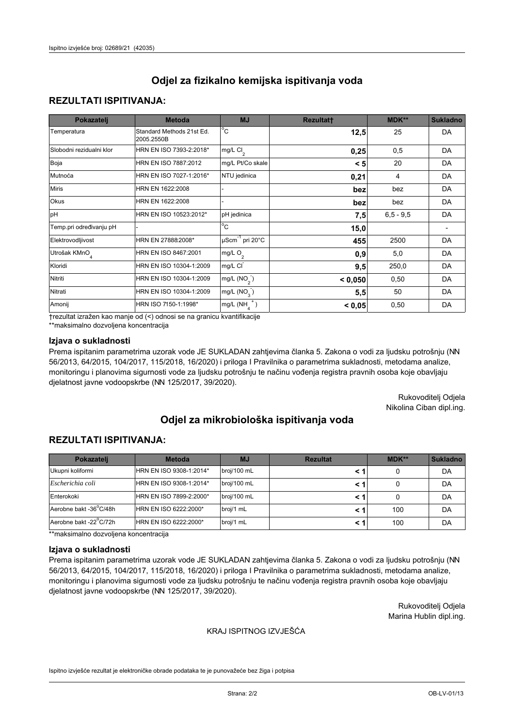# Odjel za fizikalno kemijska ispitivanja voda

## REZULTATI ISPITIVANJA:

| Pokazatelj | Metoda | MJ | Rezultat† | MDK** | Sukladno |
|---|---|---|---|---|---|
| Temperatura | Standard Methods 21st Ed. 2005.2550B | °C | **12,5** | 25 | DA |
| Slobodni rezidualni klor | HRN EN ISO 7393-2:2018* | mg/L $Cl_2$ | **0,25** | 0,5 | DA |
| Boja | HRN EN ISO 7887:2012 | mg/L Pt/Co skale | **< 5** | 20 | DA |
| Mutnoća | HRN EN ISO 7027-1:2016* | NTU jedinica | **0,21** | 4 | DA |
| Miris | HRN EN 1622:2008 | - | **bez** | bez | DA |
| Okus | HRN EN 1622:2008 | - | **bez** | bez | DA |
| pH | HRN EN ISO 10523:2012* | pH jedinica | **7,5** | 6,5 - 9,5 | DA |
| Temp.pri određivanju pH | - | °C | **15,0** | | - |
| Elektrovodljivost | HRN EN 27888:2008* | $\mu Scm^{-1}$ pri 20°C | **455** | 2500 | DA |
| Utrošak $KMnO_4$ | HRN EN ISO 8467:2001 | mg/L $O_2$ | **0,9** | 5,0 | DA |
| Kloridi | HRN EN ISO 10304-1:2009 | mg/L $Cl^-$ | **9,5** | 250,0 | DA |
| Nitriti | HRN EN ISO 10304-1:2009 | mg/L ($NO_2^-$) | **< 0,050** | 0,50 | DA |
| Nitrati | HRN EN ISO 10304-1:2009 | mg/L ($NO_3^-$) | **5,5** | 50 | DA |
| Amonij | HRN ISO 7150-1:1998* | mg/L ($NH_4^+$) | **< 0,05** | 0,50 | DA |

†rezultat izražen kao manje od (<) odnosi se na granicu kvantifikacije
**maksimalno dozvoljena koncentracija

### Izjava o sukladnosti

Prema ispitanim parametrima uzorak vode JE SUKLADAN zahtjevima članka 5. Zakona o vodi za ljudsku potrošnju (NN 56/2013, 64/2015, 104/2017, 115/2018, 16/2020) i priloga I Pravilnika o parametrima sukladnosti, metodama analize, monitoringu i planovima sigurnosti vode za ljudsku potrošnju te načinu vođenja registra pravnih osoba koje obavljaju djelatnost javne vodoopskrbe (NN 125/2017, 39/2020).

Rukovoditelj Odjela
Nikolina Ciban dipl.ing.

# Odjel za mikrobiološka ispitivanja voda

## REZULTATI ISPITIVANJA:

| Pokazatelj | Metoda | MJ | Rezultat | MDK** | Sukladno |
|---|---|---|---|---|---|
| Ukupni koliformi | HRN EN ISO 9308-1:2014* | broj/100 mL | **< 1** | 0 | DA |
| *Escherichia coli* | HRN EN ISO 9308-1:2014* | broj/100 mL | **< 1** | 0 | DA |
| Enterokoki | HRN EN ISO 7899-2:2000* | broj/100 mL | **< 1** | 0 | DA |
| Aerobne bakt -36°C/48h | HRN EN ISO 6222:2000* | broj/1 mL | **< 1** | 100 | DA |
| Aerobne bakt -22°C/72h | HRN EN ISO 6222:2000* | broj/1 mL | **< 1** | 100 | DA |

**maksimalno dozvoljena koncentracija

### Izjava o sukladnosti

Prema ispitanim parametrima uzorak vode JE SUKLADAN zahtjevima članka 5. Zakona o vodi za ljudsku potrošnju (NN 56/2013, 64/2015, 104/2017, 115/2018, 16/2020) i priloga I Pravilnika o parametrima sukladnosti, metodama analize, monitoringu i planovima sigurnosti vode za ljudsku potrošnju te načinu vođenja registra pravnih osoba koje obavljaju djelatnost javne vodoopskrbe (NN 125/2017, 39/2020).

Rukovoditelj Odjela
Marina Hublin dipl.ing.

KRAJ ISPITNOG IZVJEŠĆA

Ispitno izvješće rezultat je elektroničke obrade podataka te je punovažeće bez žiga i potpisa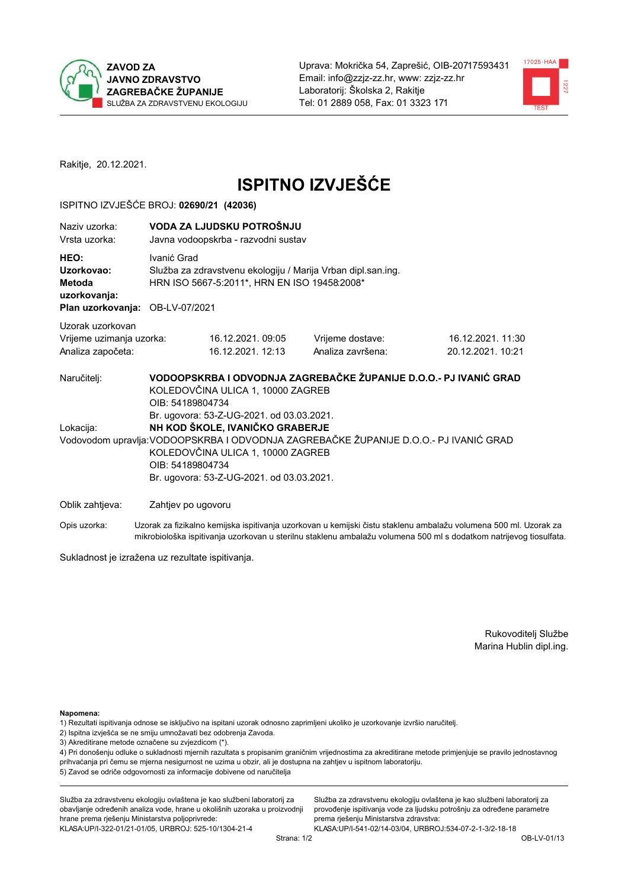ZAVOD ZA JAVNO ZDRAVSTVO ZAGREBAČKE ŽUPANIJE
SLUŽBA ZA ZDRAVSTVENU EKOLOGIJU

Uprava: Mokrička 54, Zaprešić, OIB-20717593431
Email: info@zzjz-zz.hr, www: zzjz-zz.hr
Laboratorij: Školska 2, Rakitje
Tel: 01 2889 058, Fax: 01 3323 171

Rakitje, 20.12.2021.

# ISPITNO IZVJEŠĆE

ISPITNO IZVJEŠĆE BROJ: **02690/21 (42036)**

| | |
|---|---|
| Naziv uzorka: | **VODA ZA LJUDSKU POTROŠNJU** |
| Vrsta uzorka: | Javna vodoopskrba - razvodni sustav |
| **HEO:** | Ivanić Grad |
| **Uzorkovao:** | Služba za zdravstvenu ekologiju / Marija Vrban dipl.san.ing. |
| **Metoda uzorkovanja:** | HRN ISO 5667-5:2011*, HRN EN ISO 19458:2008* |
| **Plan uzorkovanja:** | OB-LV-07/2021 |

Uzorak uzorkovan

| | | | |
|---|---|---|---|
| Vrijeme uzimanja uzorka: | 16.12.2021. 09:05 | Vrijeme dostave: | 16.12.2021. 11:30 |
| Analiza započeta: | 16.12.2021. 12:13 | Analiza završena: | 20.12.2021. 10:21 |

Naručitelj: **VODOOPSKRBA I ODVODNJA ZAGREBAČKE ŽUPANIJE D.O.O.- PJ IVANIĆ GRAD**
KOLEDOVČINA ULICA 1, 10000 ZAGREB
OIB: 54189804734
Br. ugovora: 53-Z-UG-2021. od 03.03.2021.

Lokacija: **NH KOD ŠKOLE, IVANIČKO GRABERJE**

Vodovodom upravlja: VODOOPSKRBA I ODVODNJA ZAGREBAČKE ŽUPANIJE D.O.O.- PJ IVANIĆ GRAD
KOLEDOVČINA ULICA 1, 10000 ZAGREB
OIB: 54189804734
Br. ugovora: 53-Z-UG-2021. od 03.03.2021.

Oblik zahtjeva: Zahtjev po ugovoru

Opis uzorka: Uzorak za fizikalno kemijska ispitivanja uzorkovan u kemijski čistu staklenu ambalažu volumena 500 ml. Uzorak za mikrobiološka ispitivanja uzorkovan u sterilnu staklenu ambalažu volumena 500 ml s dodatkom natrijevog tiosulfata.

Sukladnost je izražena uz rezultate ispitivanja.

Rukovoditelj Službe
Marina Hublin dipl.ing.

**Napomena:**
1) Rezultati ispitivanja odnose se isključivo na ispitani uzorak odnosno zaprimljeni ukoliko je uzorkovanje izvršio naručitelj.
2) Ispitna izvješća se ne smiju umnožavati bez odobrenja Zavoda.
3) Akreditirane metode označene su zvjezdicom (*).
4) Pri donošenju odluke o sukladnosti mjernih razultata s propisanim graničnim vrijednostima za akreditirane metode primjenjuje se pravilo jednostavnog prihvaćanja pri čemu se mjerna nesigurnost ne uzima u obzir, ali je dostupna na zahtjev u ispitnom laboratoriju.
5) Zavod se odriče odgovornosti za informacije dobivene od naručitelja

Služba za zdravstvenu ekologiju ovlaštena je kao službeni laboratorij za obavljanje određenih analiza vode, hrane u okolišnih uzoraka u proizvodnji hrane prema rješenju Ministarstva poljoprivrede:
KLASA:UP/I-322-01/21-01/05, URBROJ: 525-10/1304-21-4

Služba za zdravstvenu ekologiju ovlaštena je kao službeni laboratorij za provođenje ispitivanja vode za ljudsku potrošnju za određene parametre prema rješenju Ministarstva zdravstva:
KLASA:UP/I-541-02/14-03/04, URBROJ:534-07-2-1-3/2-18-18

OB-LV-01/13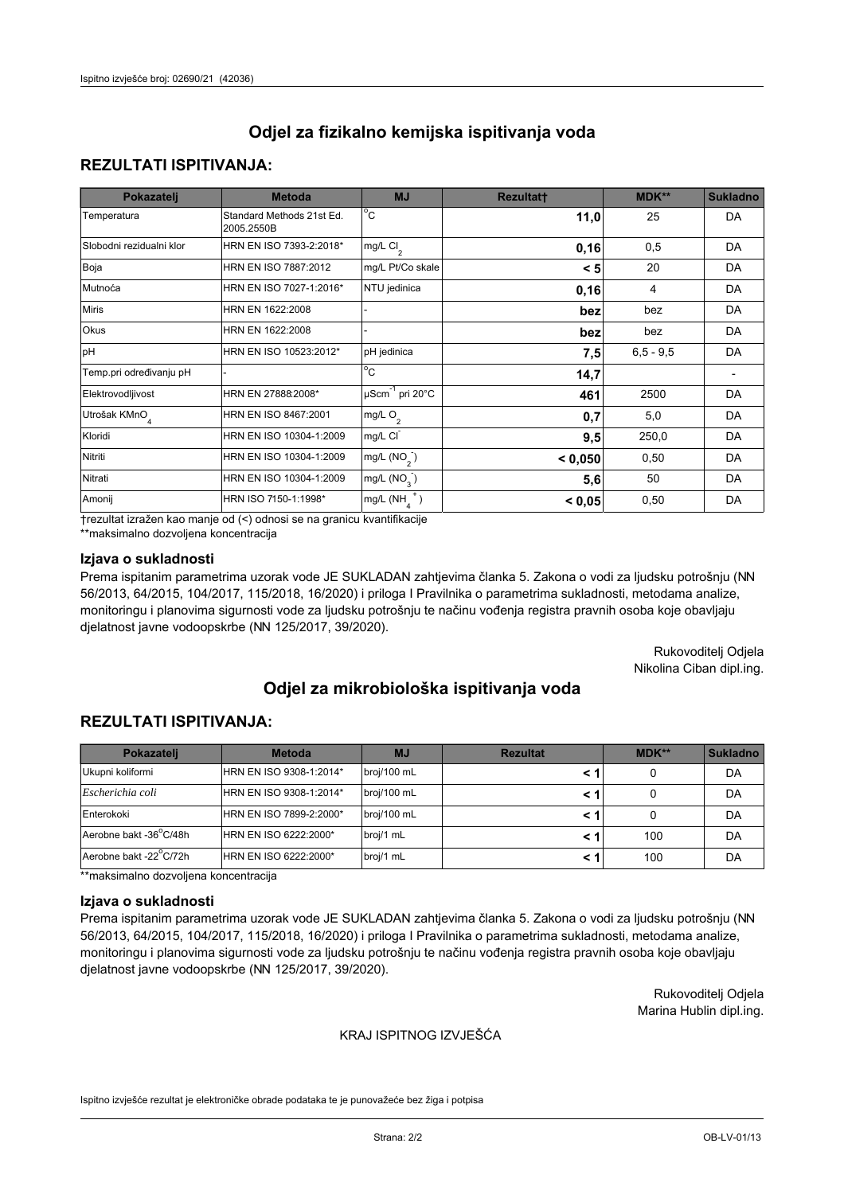# Odjel za fizikalno kemijska ispitivanja voda

## REZULTATI ISPITIVANJA:

| Pokazatelj | Metoda | MJ | Rezultat† | MDK** | Sukladno |
|---|---|---|---|---|---|
| Temperatura | Standard Methods 21st Ed. 2005.2550B | °C | **11,0** | 25 | DA |
| Slobodni rezidualni klor | HRN EN ISO 7393-2:2018* | mg/L $Cl_2$ | **0,16** | 0,5 | DA |
| Boja | HRN EN ISO 7887:2012 | mg/L Pt/Co skale | **< 5** | 20 | DA |
| Mutnoća | HRN EN ISO 7027-1:2016* | NTU jedinica | **0,16** | 4 | DA |
| Miris | HRN EN 1622:2008 | - | **bez** | bez | DA |
| Okus | HRN EN 1622:2008 | - | **bez** | bez | DA |
| pH | HRN EN ISO 10523:2012* | pH jedinica | **7,5** | 6,5 - 9,5 | DA |
| Temp.pri određivanju pH | - | °C | **14,7** | | - |
| Elektrovodljivost | HRN EN 27888:2008* | $\mu Scm^{-1}$ pri 20°C | **461** | 2500 | DA |
| Utrošak $KMnO_4$ | HRN EN ISO 8467:2001 | mg/L $O_2$ | **0,7** | 5,0 | DA |
| Kloridi | HRN EN ISO 10304-1:2009 | mg/L $Cl^-$ | **9,5** | 250,0 | DA |
| Nitriti | HRN EN ISO 10304-1:2009 | mg/L $(NO_2^-)$ | **< 0,050** | 0,50 | DA |
| Nitrati | HRN EN ISO 10304-1:2009 | mg/L $(NO_3^-)$ | **5,6** | 50 | DA |
| Amonij | HRN ISO 7150-1:1998* | mg/L $(NH_4^+)$ | **< 0,05** | 0,50 | DA |

†rezultat izražen kao manje od (<) odnosi se na granicu kvantifikacije

**maksimalno dozvoljena koncentracija

### Izjava o sukladnosti

Prema ispitanim parametrima uzorak vode JE SUKLADAN zahtjevima članka 5. Zakona o vodi za ljudsku potrošnju (NN 56/2013, 64/2015, 104/2017, 115/2018, 16/2020) i priloga I Pravilnika o parametrima sukladnosti, metodama analize, monitoringu i planovima sigurnosti vode za ljudsku potrošnju te načinu vođenja registra pravnih osoba koje obavljaju djelatnost javne vodoopskrbe (NN 125/2017, 39/2020).

Rukovoditelj Odjela
Nikolina Ciban dipl.ing.

# Odjel za mikrobiološka ispitivanja voda

## REZULTATI ISPITIVANJA:

| Pokazatelj | Metoda | MJ | Rezultat | MDK** | Sukladno |
|---|---|---|---|---|---|
| Ukupni koliformi | HRN EN ISO 9308-1:2014* | broj/100 mL | **< 1** | 0 | DA |
| *Escherichia coli* | HRN EN ISO 9308-1:2014* | broj/100 mL | **< 1** | 0 | DA |
| Enterokoki | HRN EN ISO 7899-2:2000* | broj/100 mL | **< 1** | 0 | DA |
| Aerobne bakt -36°C/48h | HRN EN ISO 6222:2000* | broj/1 mL | **< 1** | 100 | DA |
| Aerobne bakt -22°C/72h | HRN EN ISO 6222:2000* | broj/1 mL | **< 1** | 100 | DA |

**maksimalno dozvoljena koncentracija

### Izjava o sukladnosti

Prema ispitanim parametrima uzorak vode JE SUKLADAN zahtjevima članka 5. Zakona o vodi za ljudsku potrošnju (NN 56/2013, 64/2015, 104/2017, 115/2018, 16/2020) i priloga I Pravilnika o parametrima sukladnosti, metodama analize, monitoringu i planovima sigurnosti vode za ljudsku potrošnju te načinu vođenja registra pravnih osoba koje obavljaju djelatnost javne vodoopskrbe (NN 125/2017, 39/2020).

Rukovoditelj Odjela
Marina Hublin dipl.ing.

KRAJ ISPITNOG IZVJEŠĆA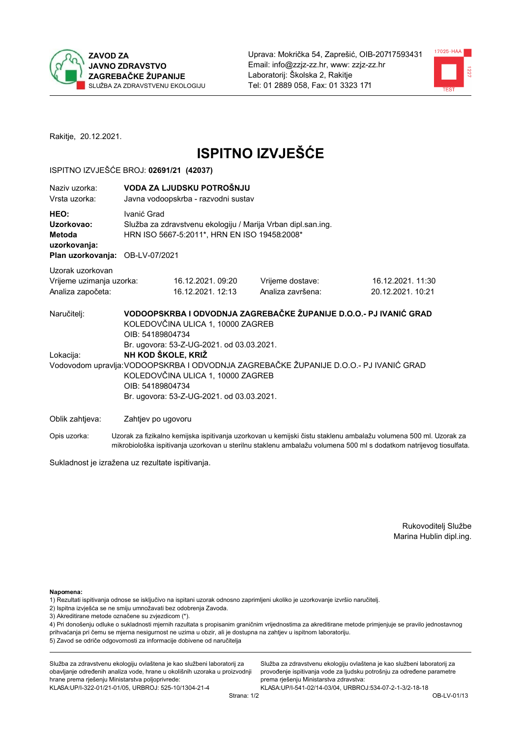ZAVOD ZA JAVNO ZDRAVSTVO ZAGREBAČKE ŽUPANIJE
SLUŽBA ZA ZDRAVSTVENU EKOLOGIJU

Uprava: Mokrička 54, Zaprešić, OIB-20717593431
Email: info@zzjz-zz.hr, www: zzjz-zz.hr
Laboratorij: Školska 2, Rakitje
Tel: 01 2889 058, Fax: 01 3323 171

Rakitje, 20.12.2021.

# ISPITNO IZVJEŠĆE

ISPITNO IZVJEŠĆE BROJ: **02691/21 (42037)**

| | |
|---|---|
| Naziv uzorka: | **VODA ZA LJUDSKU POTROŠNJU** |
| Vrsta uzorka: | Javna vodoopskrba - razvodni sustav |
| **HEO:** | Ivanić Grad |
| **Uzorkovao:** | Služba za zdravstvenu ekologiju / Marija Vrban dipl.san.ing. |
| **Metoda uzorkovanja:** | HRN ISO 5667-5:2011*, HRN EN ISO 19458:2008* |
| **Plan uzorkovanja:** | OB-LV-07/2021 |

Uzorak uzorkovan

| | | | |
|---|---|---|---|
| Vrijeme uzimanja uzorka: | 16.12.2021. 09:20 | Vrijeme dostave: | 16.12.2021. 11:30 |
| Analiza započeta: | 16.12.2021. 12:13 | Analiza završena: | 20.12.2021. 10:21 |

Naručitelj: **VODOOPSKRBA I ODVODNJA ZAGREBAČKE ŽUPANIJE D.O.O.- PJ IVANIĆ GRAD**
KOLEDOVČINA ULICA 1, 10000 ZAGREB
OIB: 54189804734
Br. ugovora: 53-Z-UG-2021. od 03.03.2021.

Lokacija: **NH KOD ŠKOLE, KRIŽ**

Vodovodom upravlja: VODOOPSKRBA I ODVODNJA ZAGREBAČKE ŽUPANIJE D.O.O.- PJ IVANIĆ GRAD
KOLEDOVČINA ULICA 1, 10000 ZAGREB
OIB: 54189804734
Br. ugovora: 53-Z-UG-2021. od 03.03.2021.

Oblik zahtjeva: Zahtjev po ugovoru

Opis uzorka: Uzorak za fizikalno kemijska ispitivanja uzorkovan u kemijski čistu staklenu ambalažu volumena 500 ml. Uzorak za mikrobiološka ispitivanja uzorkovan u sterilnu staklenu ambalažu volumena 500 ml s dodatkom natrijevog tiosulfata.

Sukladnost je izražena uz rezultate ispitivanja.

Rukovoditelj Službe
Marina Hublin dipl.ing.

**Napomena:**
1) Rezultati ispitivanja odnose se isključivo na ispitani uzorak odnosno zaprimljeni ukoliko je uzorkovanje izvršio naručitelj.
2) Ispitna izvješća se ne smiju umnožavati bez odobrenja Zavoda.
3) Akreditirane metode označene su zvjezdicom (*).
4) Pri donošenju odluke o sukladnosti mjernih razultata s propisanim graničnim vrijednostima za akreditirane metode primjenjuje se pravilo jednostavnog prihvaćanja pri čemu se mjerna nesigurnost ne uzima u obzir, ali je dostupna na zahtjev u ispitnom laboratoriju.
5) Zavod se odriče odgovornosti za informacije dobivene od naručitelja

Služba za zdravstvenu ekologiju ovlaštena je kao službeni laboratorij za obavljanje određenih analiza vode, hrane u okolišnih uzoraka u proizvodnji hrane prema rješenju Ministarstva poljoprivrede:
KLASA:UP/I-322-01/21-01/05, URBROJ: 525-10/1304-21-4

Služba za zdravstvenu ekologiju ovlaštena je kao službeni laboratorij za provođenje ispitivanja vode za ljudsku potrošnju za određene parametre prema rješenju Ministarstva zdravstva:
KLASA:UP/I-541-02/14-03/04, URBROJ:534-07-2-1-3/2-18-18

OB-LV-01/13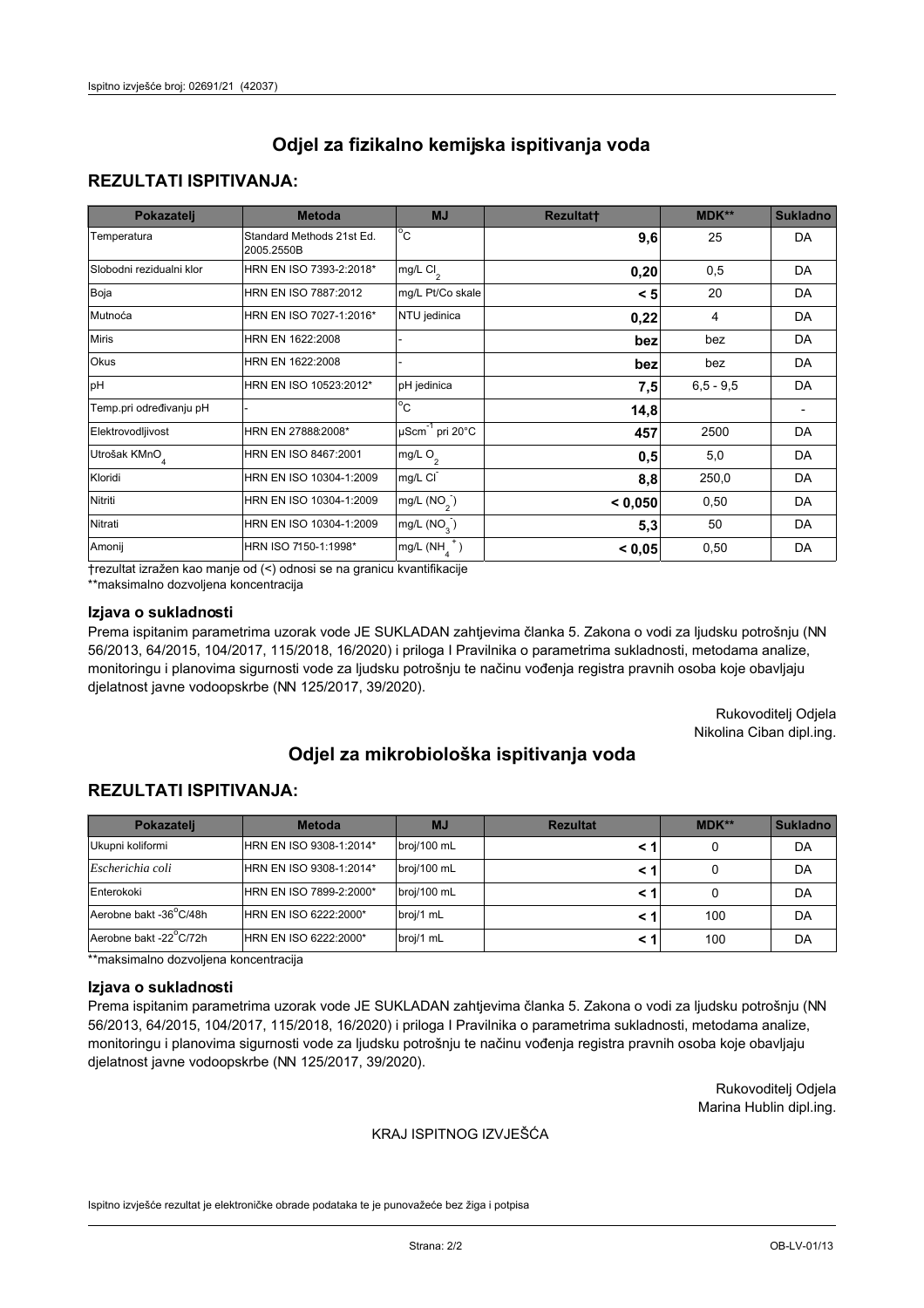# Odjel za fizikalno kemijska ispitivanja voda

## REZULTATI ISPITIVANJA:

| Pokazatelj | Metoda | MJ | Rezultat† | MDK** | Sukladno |
|---|---|---|---|---|---|
| Temperatura | Standard Methods 21st Ed. 2005.2550B | °C | **9,6** | 25 | DA |
| Slobodni rezidualni klor | HRN EN ISO 7393-2:2018* | mg/L $Cl_2$ | **0,20** | 0,5 | DA |
| Boja | HRN EN ISO 7887:2012 | mg/L Pt/Co skale | **< 5** | 20 | DA |
| Mutnoća | HRN EN ISO 7027-1:2016* | NTU jedinica | **0,22** | 4 | DA |
| Miris | HRN EN 1622:2008 | - | **bez** | bez | DA |
| Okus | HRN EN 1622:2008 | - | **bez** | bez | DA |
| pH | HRN EN ISO 10523:2012* | pH jedinica | **7,5** | 6,5 - 9,5 | DA |
| Temp.pri određivanju pH | - | °C | **14,8** | | - |
| Elektrovodljivost | HRN EN 27888:2008* | $\mu Scm^{-1}$ pri 20°C | **457** | 2500 | DA |
| Utrošak $KMnO_4$ | HRN EN ISO 8467:2001 | mg/L $O_2$ | **0,5** | 5,0 | DA |
| Kloridi | HRN EN ISO 10304-1:2009 | mg/L $Cl^-$ | **8,8** | 250,0 | DA |
| Nitriti | HRN EN ISO 10304-1:2009 | mg/L ($NO_2^-$) | **< 0,050** | 0,50 | DA |
| Nitrati | HRN EN ISO 10304-1:2009 | mg/L ($NO_3^-$) | **5,3** | 50 | DA |
| Amonij | HRN ISO 7150-1:1998* | mg/L ($NH_4^+$) | **< 0,05** | 0,50 | DA |

†rezultat izražen kao manje od (<) odnosi se na granicu kvantifikacije

**maksimalno dozvoljena koncentracija

### Izjava o sukladnosti

Prema ispitanim parametrima uzorak vode JE SUKLADAN zahtjevima članka 5. Zakona o vodi za ljudsku potrošnju (NN 56/2013, 64/2015, 104/2017, 115/2018, 16/2020) i priloga I Pravilnika o parametrima sukladnosti, metodama analize, monitoringu i planovima sigurnosti vode za ljudsku potrošnju te načinu vođenja registra pravnih osoba koje obavljaju djelatnost javne vodoopskrbe (NN 125/2017, 39/2020).

Rukovoditelj Odjela
Nikolina Ciban dipl.ing.

# Odjel za mikrobiološka ispitivanja voda

## REZULTATI ISPITIVANJA:

| Pokazatelj | Metoda | MJ | Rezultat | MDK** | Sukladno |
|---|---|---|---|---|---|
| Ukupni koliformi | HRN EN ISO 9308-1:2014* | broj/100 mL | **< 1** | 0 | DA |
| *Escherichia coli* | HRN EN ISO 9308-1:2014* | broj/100 mL | **< 1** | 0 | DA |
| Enterokoki | HRN EN ISO 7899-2:2000* | broj/100 mL | **< 1** | 0 | DA |
| Aerobne bakt -36°C/48h | HRN EN ISO 6222:2000* | broj/1 mL | **< 1** | 100 | DA |
| Aerobne bakt -22°C/72h | HRN EN ISO 6222:2000* | broj/1 mL | **< 1** | 100 | DA |

**maksimalno dozvoljena koncentracija

### Izjava o sukladnosti

Prema ispitanim parametrima uzorak vode JE SUKLADAN zahtjevima članka 5. Zakona o vodi za ljudsku potrošnju (NN 56/2013, 64/2015, 104/2017, 115/2018, 16/2020) i priloga I Pravilnika o parametrima sukladnosti, metodama analize, monitoringu i planovima sigurnosti vode za ljudsku potrošnju te načinu vođenja registra pravnih osoba koje obavljaju djelatnost javne vodoopskrbe (NN 125/2017, 39/2020).

Rukovoditelj Odjela
Marina Hublin dipl.ing.

KRAJ ISPITNOG IZVJEŠĆA

Ispitno izvješće rezultat je elektroničke obrade podataka te je punovažeće bez žiga i potpisa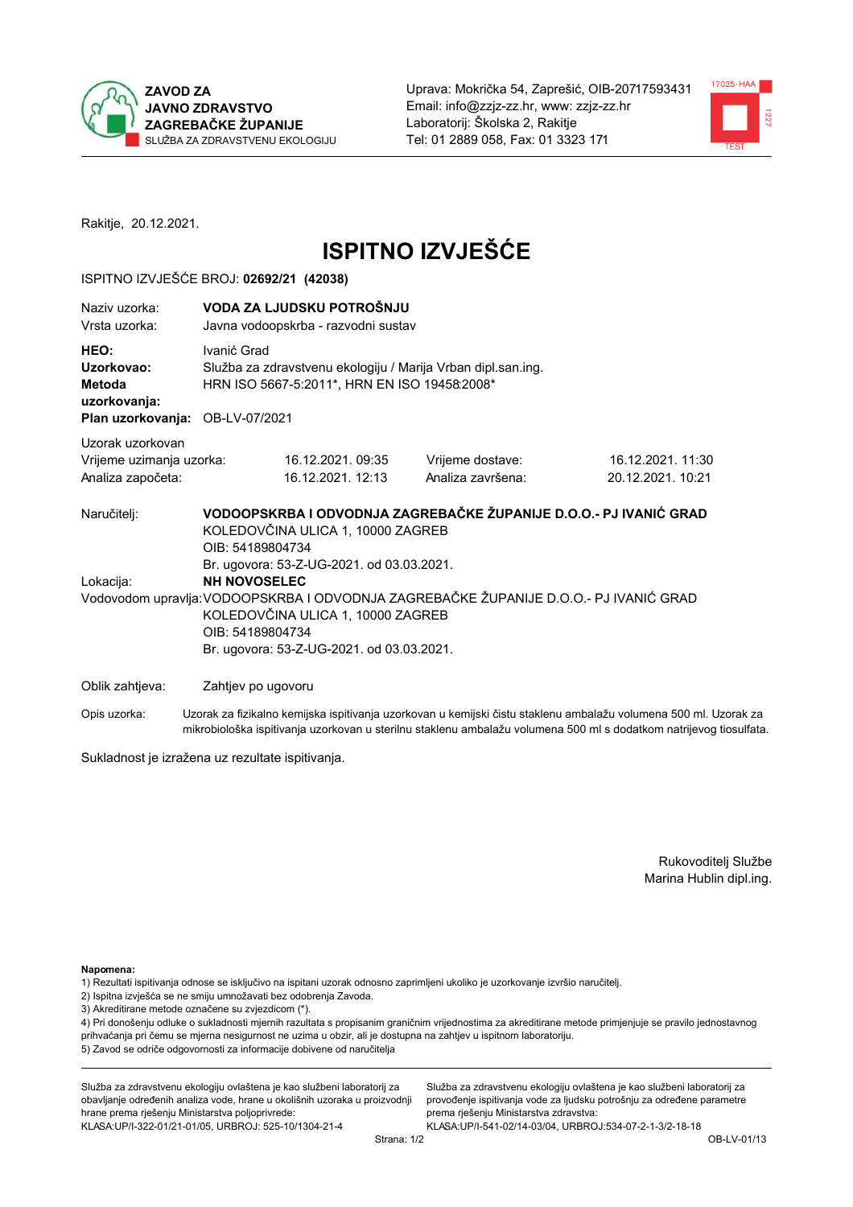**ZAVOD ZA JAVNO ZDRAVSTVO ZAGREBAČKE ŽUPANIJE**
SLUŽBA ZA ZDRAVSTVENU EKOLOGIJU

Uprava: Mokrička 54, Zaprešić, OIB-20717593431
Email: info@zzjz-zz.hr, www: zzjz-zz.hr
Laboratorij: Školska 2, Rakitje
Tel: 01 2889 058, Fax: 01 3323 171

Rakitje, 20.12.2021.

# ISPITNO IZVJEŠĆE

ISPITNO IZVJEŠĆE BROJ: **02692/21 (42038)**

| | |
|---|---|
| Naziv uzorka: | **VODA ZA LJUDSKU POTROŠNJU** |
| Vrsta uzorka: | Javna vodoopskrba - razvodni sustav |
| **HEO:** | Ivanić Grad |
| **Uzorkovao:** | Služba za zdravstvenu ekologiju / Marija Vrban dipl.san.ing. |
| **Metoda uzorkovanja:** | HRN ISO 5667-5:2011*, HRN EN ISO 19458:2008* |
| **Plan uzorkovanja:** | OB-LV-07/2021 |

Uzorak uzorkovan

| | | | |
|---|---|---|---|
| Vrijeme uzimanja uzorka: | 16.12.2021. 09:35 | Vrijeme dostave: | 16.12.2021. 11:30 |
| Analiza započeta: | 16.12.2021. 12:13 | Analiza završena: | 20.12.2021. 10:21 |

Naručitelj: **VODOOPSKRBA I ODVODNJA ZAGREBAČKE ŽUPANIJE D.O.O.- PJ IVANIĆ GRAD**
KOLEDOVČINA ULICA 1, 10000 ZAGREB
OIB: 54189804734
Br. ugovora: 53-Z-UG-2021. od 03.03.2021.

Lokacija: **NH NOVOSELEC**

Vodovodom upravlja: VODOOPSKRBA I ODVODNJA ZAGREBAČKE ŽUPANIJE D.O.O.- PJ IVANIĆ GRAD
KOLEDOVČINA ULICA 1, 10000 ZAGREB
OIB: 54189804734
Br. ugovora: 53-Z-UG-2021. od 03.03.2021.

Oblik zahtjeva: Zahtjev po ugovoru

Opis uzorka: Uzorak za fizikalno kemijska ispitivanja uzorkovan u kemijski čistu staklenu ambalažu volumena 500 ml. Uzorak za mikrobiološka ispitivanja uzorkovan u sterilnu staklenu ambalažu volumena 500 ml s dodatkom natrijevog tiosulfata.

Sukladnost je izražena uz rezultate ispitivanja.

Rukovoditelj Službe
Marina Hublin dipl.ing.

**Napomena:**
1) Rezultati ispitivanja odnose se isključivo na ispitani uzorak odnosno zaprimljeni ukoliko je uzorkovanje izvršio naručitelj.
2) Ispitna izvješća se ne smiju umnožavati bez odobrenja Zavoda.
3) Akreditirane metode označene su zvjezdicom (*).
4) Pri donošenju odluke o sukladnosti mjernih razultata s propisanim graničnim vrijednostima za akreditirane metode primjenjuje se pravilo jednostavnog prihvaćanja pri čemu se mjerna nesigurnost ne uzima u obzir, ali je dostupna na zahtjev u ispitnom laboratoriju.
5) Zavod se odriče odgovornosti za informacije dobivene od naručitelja

Služba za zdravstvenu ekologiju ovlaštena je kao službeni laboratorij za obavljanje određenih analiza vode, hrane u okolišnih uzoraka u proizvodnji hrane prema rješenju Ministarstva poljoprivrede: KLASA:UP/I-322-01/21-01/05, URBROJ: 525-10/1304-21-4

Služba za zdravstvenu ekologiju ovlaštena je kao službeni laboratorij za provođenje ispitivanja vode za ljudsku potrošnju za određene parametre prema rješenju Ministarstva zdravstva: KLASA:UP/I-541-02/14-03/04, URBROJ:534-07-2-1-3/2-18-18

OB-LV-01/13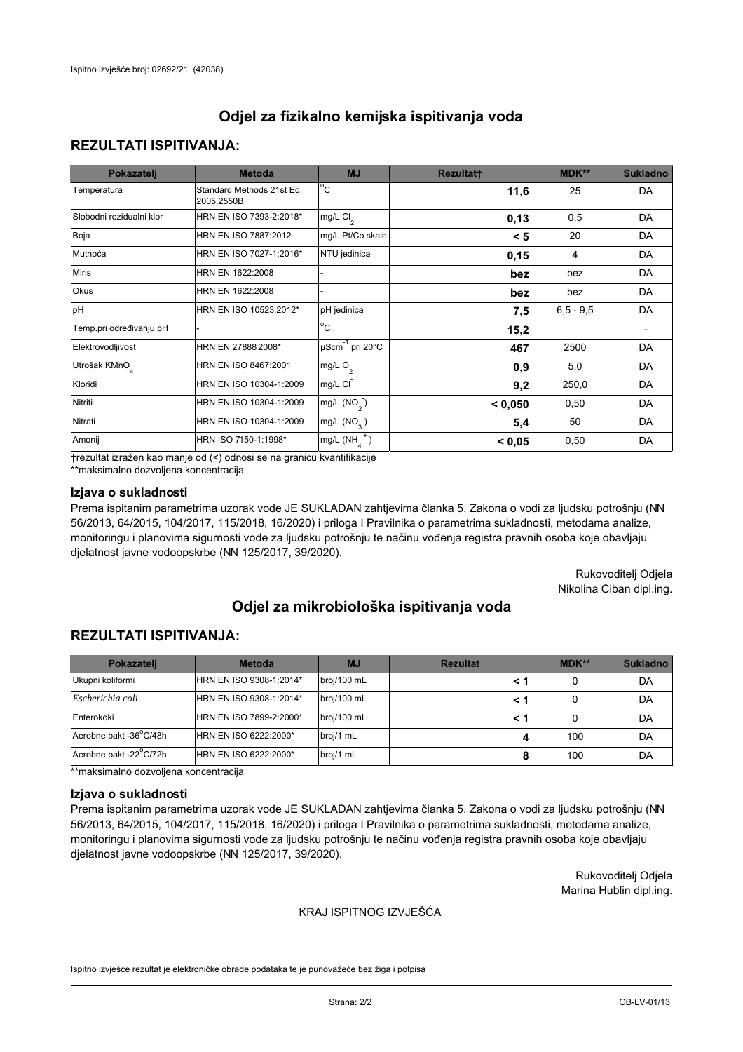## Odjel za fizikalno kemijska ispitivanja voda

### REZULTATI ISPITIVANJA:

| Pokazatelj | Metoda | MJ | Rezultat† | MDK** | Sukladno |
|---|---|---|---|---|---|
| Temperatura | Standard Methods 21st Ed. 2005.2550B | °C | **11,6** | 25 | DA |
| Slobodni rezidualni klor | HRN EN ISO 7393-2:2018* | mg/L $Cl_2$ | **0,13** | 0,5 | DA |
| Boja | HRN EN ISO 7887:2012 | mg/L Pt/Co skale | **< 5** | 20 | DA |
| Mutnoća | HRN EN ISO 7027-1:2016* | NTU jedinica | **0,15** | 4 | DA |
| Miris | HRN EN 1622:2008 | - | **bez** | bez | DA |
| Okus | HRN EN 1622:2008 | - | **bez** | bez | DA |
| pH | HRN EN ISO 10523:2012* | pH jedinica | **7,5** | 6,5 - 9,5 | DA |
| Temp.pri određivanju pH | - | °C | **15,2** | | - |
| Elektrovodljivost | HRN EN 27888:2008* | $\mu Scm^{-1}$ pri 20°C | **467** | 2500 | DA |
| Utrošak $KMnO_4$ | HRN EN ISO 8467:2001 | mg/L $O_2$ | **0,9** | 5,0 | DA |
| Kloridi | HRN EN ISO 10304-1:2009 | mg/L $Cl^-$ | **9,2** | 250,0 | DA |
| Nitriti | HRN EN ISO 10304-1:2009 | mg/L ($NO_2^-$) | **< 0,050** | 0,50 | DA |
| Nitrati | HRN EN ISO 10304-1:2009 | mg/L ($NO_3^-$) | **5,4** | 50 | DA |
| Amonij | HRN ISO 7150-1:1998* | mg/L ($NH_4^+$) | **< 0,05** | 0,50 | DA |

†rezultat izražen kao manje od (<) odnosi se na granicu kvantifikacije

**maksimalno dozvoljena koncentracija

### Izjava o sukladnosti

Prema ispitanim parametrima uzorak vode JE SUKLADAN zahtjevima članka 5. Zakona o vodi za ljudsku potrošnju (NN 56/2013, 64/2015, 104/2017, 115/2018, 16/2020) i priloga I Pravilnika o parametrima sukladnosti, metodama analize, monitoringu i planovima sigurnosti vode za ljudsku potrošnju te načinu vođenja registra pravnih osoba koje obavljaju djelatnost javne vodoopskrbe (NN 125/2017, 39/2020).

Rukovoditelj Odjela
Nikolina Ciban dipl.ing.

## Odjel za mikrobiološka ispitivanja voda

### REZULTATI ISPITIVANJA:

| Pokazatelj | Metoda | MJ | Rezultat | MDK** | Sukladno |
|---|---|---|---|---|---|
| Ukupni koliformi | HRN EN ISO 9308-1:2014* | broj/100 mL | < 1 | 0 | DA |
| *Escherichia coli* | HRN EN ISO 9308-1:2014* | broj/100 mL | < 1 | 0 | DA |
| Enterokoki | HRN EN ISO 7899-2:2000* | broj/100 mL | < 1 | 0 | DA |
| Aerobne bakt -36°C/48h | HRN EN ISO 6222:2000* | broj/1 mL | 4 | 100 | DA |
| Aerobne bakt -22°C/72h | HRN EN ISO 6222:2000* | broj/1 mL | 8 | 100 | DA |

**maksimalno dozvoljena koncentracija

### Izjava o sukladnosti

Prema ispitanim parametrima uzorak vode JE SUKLADAN zahtjevima članka 5. Zakona o vodi za ljudsku potrošnju (NN 56/2013, 64/2015, 104/2017, 115/2018, 16/2020) i priloga I Pravilnika o parametrima sukladnosti, metodama analize, monitoringu i planovima sigurnosti vode za ljudsku potrošnju te načinu vođenja registra pravnih osoba koje obavljaju djelatnost javne vodoopskrbe (NN 125/2017, 39/2020).

Rukovoditelj Odjela
Marina Hublin dipl.ing.

KRAJ ISPITNOG IZVJEŠĆA

Ispitno izvješće rezultat je elektroničke obrade podataka te je punovažeće bez žiga i potpisa